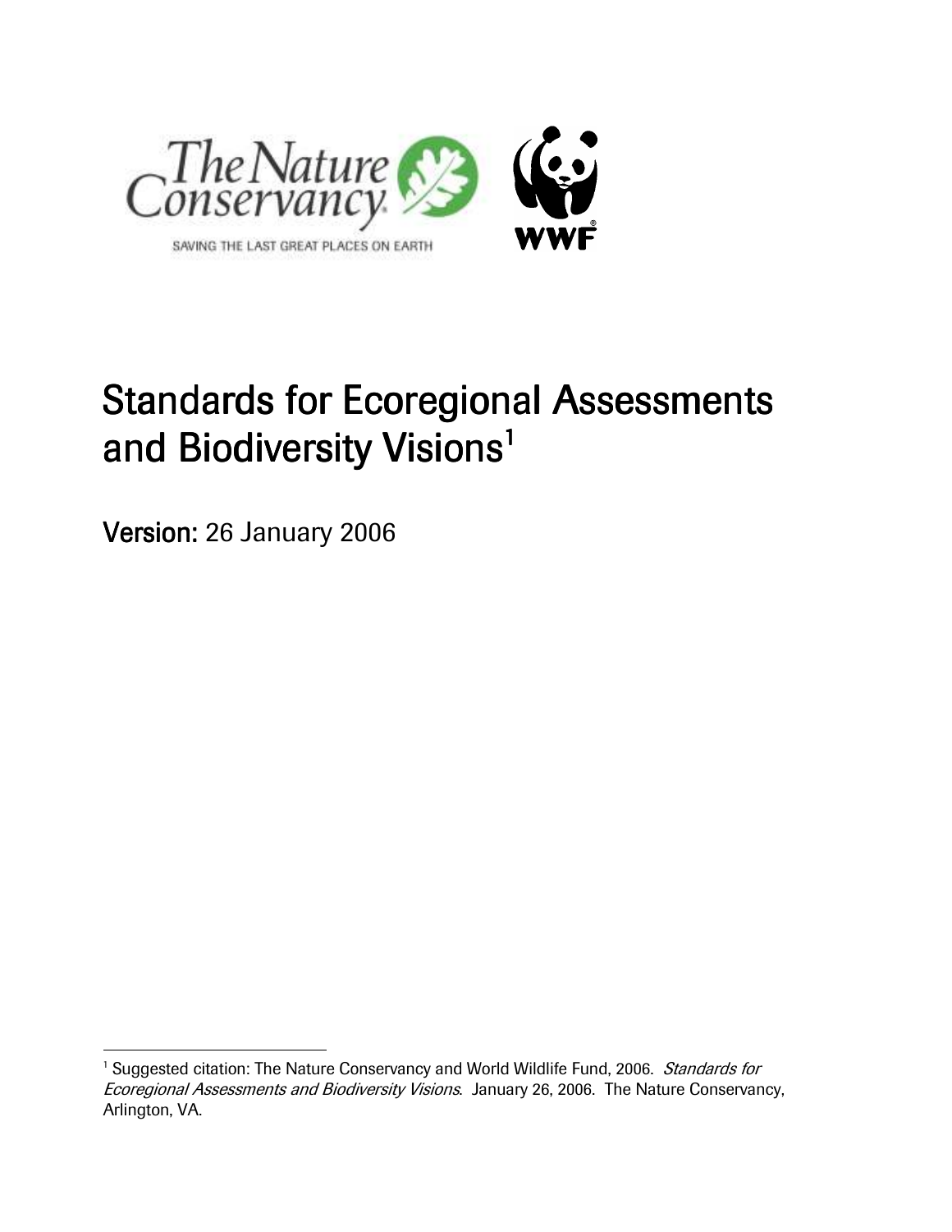The Nature Conservancy

SAVING THE LAST GREAT PLACES ON EARTH

WWF

# Standards for Ecoregional Assessments and Biodiversity Visions[1]

**Version:** 26 January 2006

---

[1] Suggested citation: The Nature Conservancy and World Wildlife Fund, 2006. *Standards for Ecoregional Assessments and Biodiversity Visions*. January 26, 2006. The Nature Conservancy, Arlington, VA.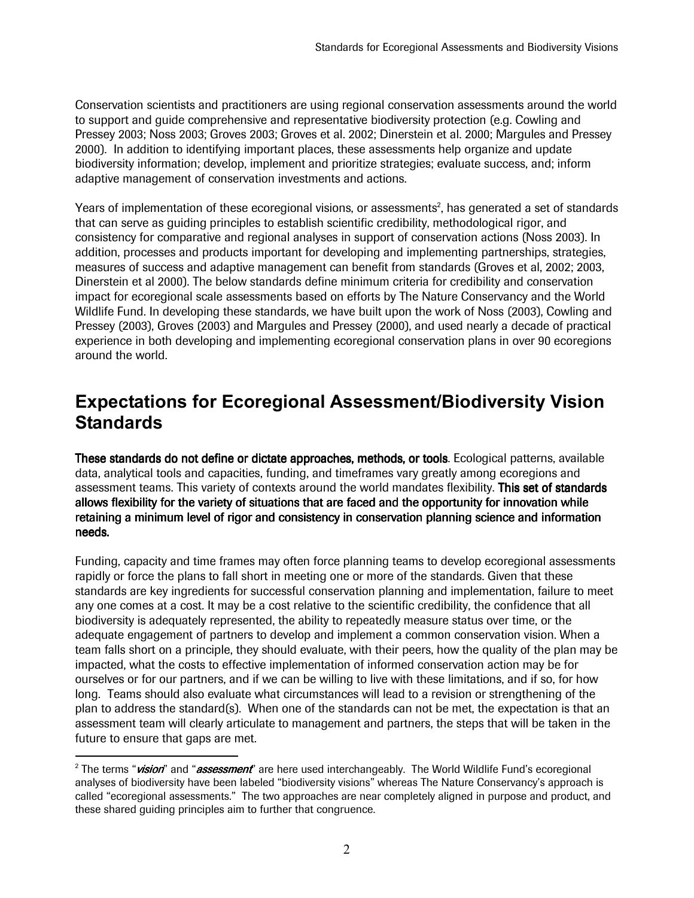Conservation scientists and practitioners are using regional conservation assessments around the world to support and guide comprehensive and representative biodiversity protection (e.g. Cowling and Pressey 2003; Noss 2003; Groves 2003; Groves et al. 2002; Dinerstein et al. 2000; Margules and Pressey 2000). In addition to identifying important places, these assessments help organize and update biodiversity information; develop, implement and prioritize strategies; evaluate success, and; inform adaptive management of conservation investments and actions.

Years of implementation of these ecoregional visions, or assessments[2], has generated a set of standards that can serve as guiding principles to establish scientific credibility, methodological rigor, and consistency for comparative and regional analyses in support of conservation actions (Noss 2003). In addition, processes and products important for developing and implementing partnerships, strategies, measures of success and adaptive management can benefit from standards (Groves et al, 2002; 2003, Dinerstein et al 2000). The below standards define minimum criteria for credibility and conservation impact for ecoregional scale assessments based on efforts by The Nature Conservancy and the World Wildlife Fund. In developing these standards, we have built upon the work of Noss (2003), Cowling and Pressey (2003), Groves (2003) and Margules and Pressey (2000), and used nearly a decade of practical experience in both developing and implementing ecoregional conservation plans in over 90 ecoregions around the world.

# Expectations for Ecoregional Assessment/Biodiversity Vision Standards

**These standards do not define or dictate approaches, methods, or tools**. Ecological patterns, available data, analytical tools and capacities, funding, and timeframes vary greatly among ecoregions and assessment teams. This variety of contexts around the world mandates flexibility. **This set of standards allows flexibility for the variety of situations that are faced and the opportunity for innovation while retaining a minimum level of rigor and consistency in conservation planning science and information needs.**

Funding, capacity and time frames may often force planning teams to develop ecoregional assessments rapidly or force the plans to fall short in meeting one or more of the standards. Given that these standards are key ingredients for successful conservation planning and implementation, failure to meet any one comes at a cost. It may be a cost relative to the scientific credibility, the confidence that all biodiversity is adequately represented, the ability to repeatedly measure status over time, or the adequate engagement of partners to develop and implement a common conservation vision. When a team falls short on a principle, they should evaluate, with their peers, how the quality of the plan may be impacted, what the costs to effective implementation of informed conservation action may be for ourselves or for our partners, and if we can be willing to live with these limitations, and if so, for how long. Teams should also evaluate what circumstances will lead to a revision or strengthening of the plan to address the standard(s). When one of the standards can not be met, the expectation is that an assessment team will clearly articulate to management and partners, the steps that will be taken in the future to ensure that gaps are met.

[2] The terms "***vision***" and "***assessment***" are here used interchangeably. The World Wildlife Fund's ecoregional analyses of biodiversity have been labeled "biodiversity visions" whereas The Nature Conservancy's approach is called "ecoregional assessments." The two approaches are near completely aligned in purpose and product, and these shared guiding principles aim to further that congruence.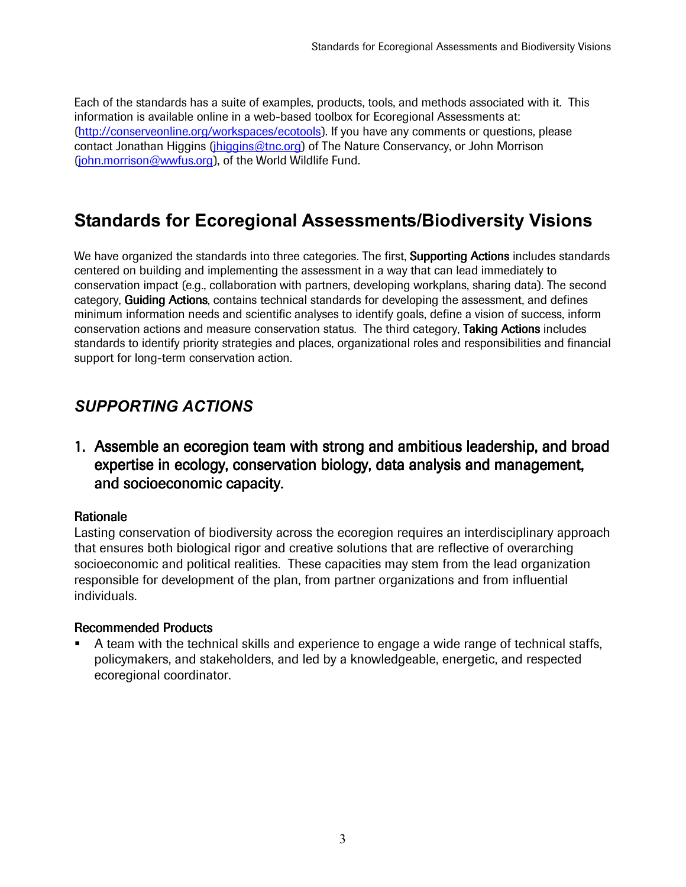Each of the standards has a suite of examples, products, tools, and methods associated with it. This information is available online in a web-based toolbox for Ecoregional Assessments at: (http://conserveonline.org/workspaces/ecotools). If you have any comments or questions, please contact Jonathan Higgins (jhiggins@tnc.org) of The Nature Conservancy, or John Morrison (john.morrison@wwfus.org), of the World Wildlife Fund.

# Standards for Ecoregional Assessments/Biodiversity Visions

We have organized the standards into three categories. The first, **Supporting Actions** includes standards centered on building and implementing the assessment in a way that can lead immediately to conservation impact (e.g., collaboration with partners, developing workplans, sharing data). The second category, **Guiding Actions**, contains technical standards for developing the assessment, and defines minimum information needs and scientific analyses to identify goals, define a vision of success, inform conservation actions and measure conservation status. The third category, **Taking Actions** includes standards to identify priority strategies and places, organizational roles and responsibilities and financial support for long-term conservation action.

## *SUPPORTING ACTIONS*

### 1. Assemble an ecoregion team with strong and ambitious leadership, and broad expertise in ecology, conservation biology, data analysis and management, and socioeconomic capacity.

**Rationale**

Lasting conservation of biodiversity across the ecoregion requires an interdisciplinary approach that ensures both biological rigor and creative solutions that are reflective of overarching socioeconomic and political realities. These capacities may stem from the lead organization responsible for development of the plan, from partner organizations and from influential individuals.

**Recommended Products**

- A team with the technical skills and experience to engage a wide range of technical staffs, policymakers, and stakeholders, and led by a knowledgeable, energetic, and respected ecoregional coordinator.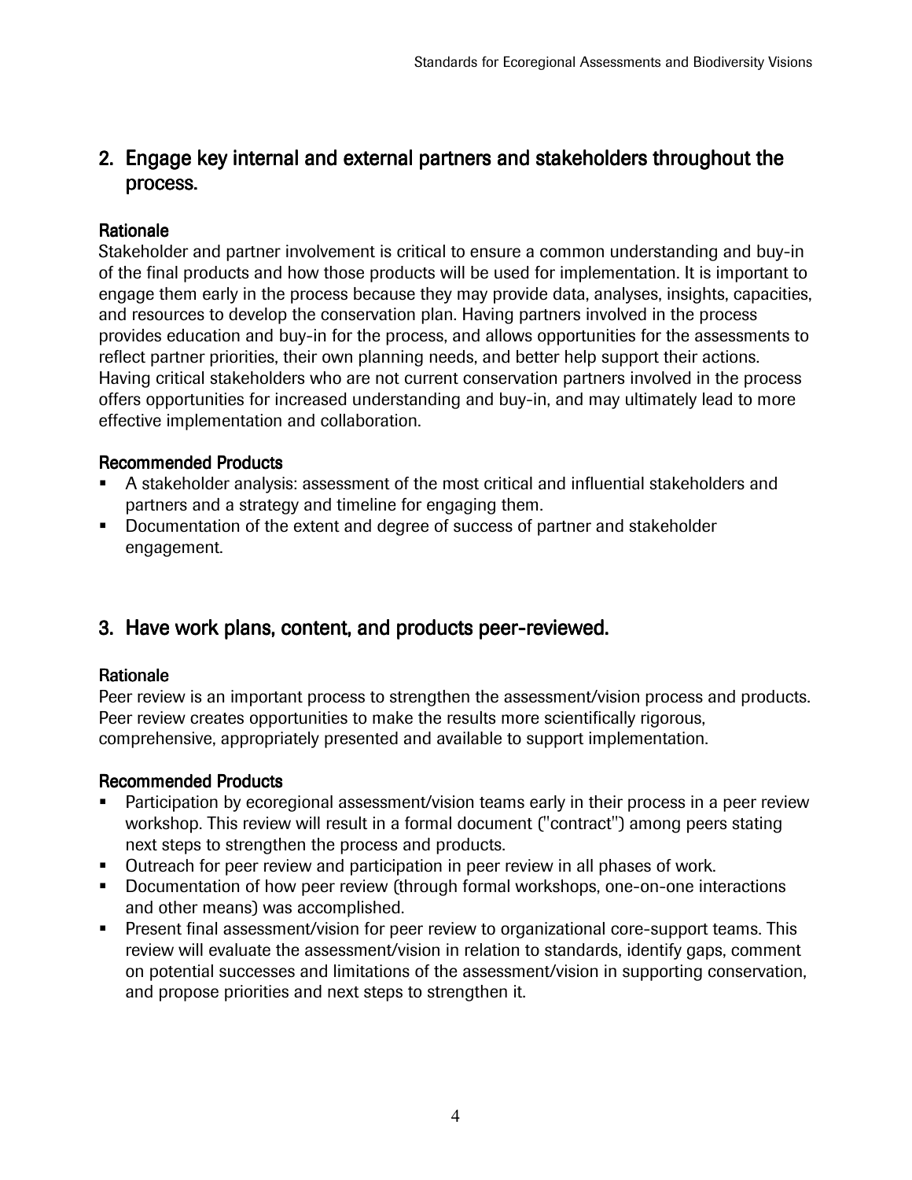## 2. Engage key internal and external partners and stakeholders throughout the process.

### Rationale

Stakeholder and partner involvement is critical to ensure a common understanding and buy-in of the final products and how those products will be used for implementation. It is important to engage them early in the process because they may provide data, analyses, insights, capacities, and resources to develop the conservation plan. Having partners involved in the process provides education and buy-in for the process, and allows opportunities for the assessments to reflect partner priorities, their own planning needs, and better help support their actions. Having critical stakeholders who are not current conservation partners involved in the process offers opportunities for increased understanding and buy-in, and may ultimately lead to more effective implementation and collaboration.

### Recommended Products

- A stakeholder analysis: assessment of the most critical and influential stakeholders and partners and a strategy and timeline for engaging them.
- Documentation of the extent and degree of success of partner and stakeholder engagement.

## 3. Have work plans, content, and products peer-reviewed.

### Rationale

Peer review is an important process to strengthen the assessment/vision process and products. Peer review creates opportunities to make the results more scientifically rigorous, comprehensive, appropriately presented and available to support implementation.

### Recommended Products

- Participation by ecoregional assessment/vision teams early in their process in a peer review workshop. This review will result in a formal document ("contract") among peers stating next steps to strengthen the process and products.
- Outreach for peer review and participation in peer review in all phases of work.
- Documentation of how peer review (through formal workshops, one-on-one interactions and other means) was accomplished.
- Present final assessment/vision for peer review to organizational core-support teams. This review will evaluate the assessment/vision in relation to standards, identify gaps, comment on potential successes and limitations of the assessment/vision in supporting conservation, and propose priorities and next steps to strengthen it.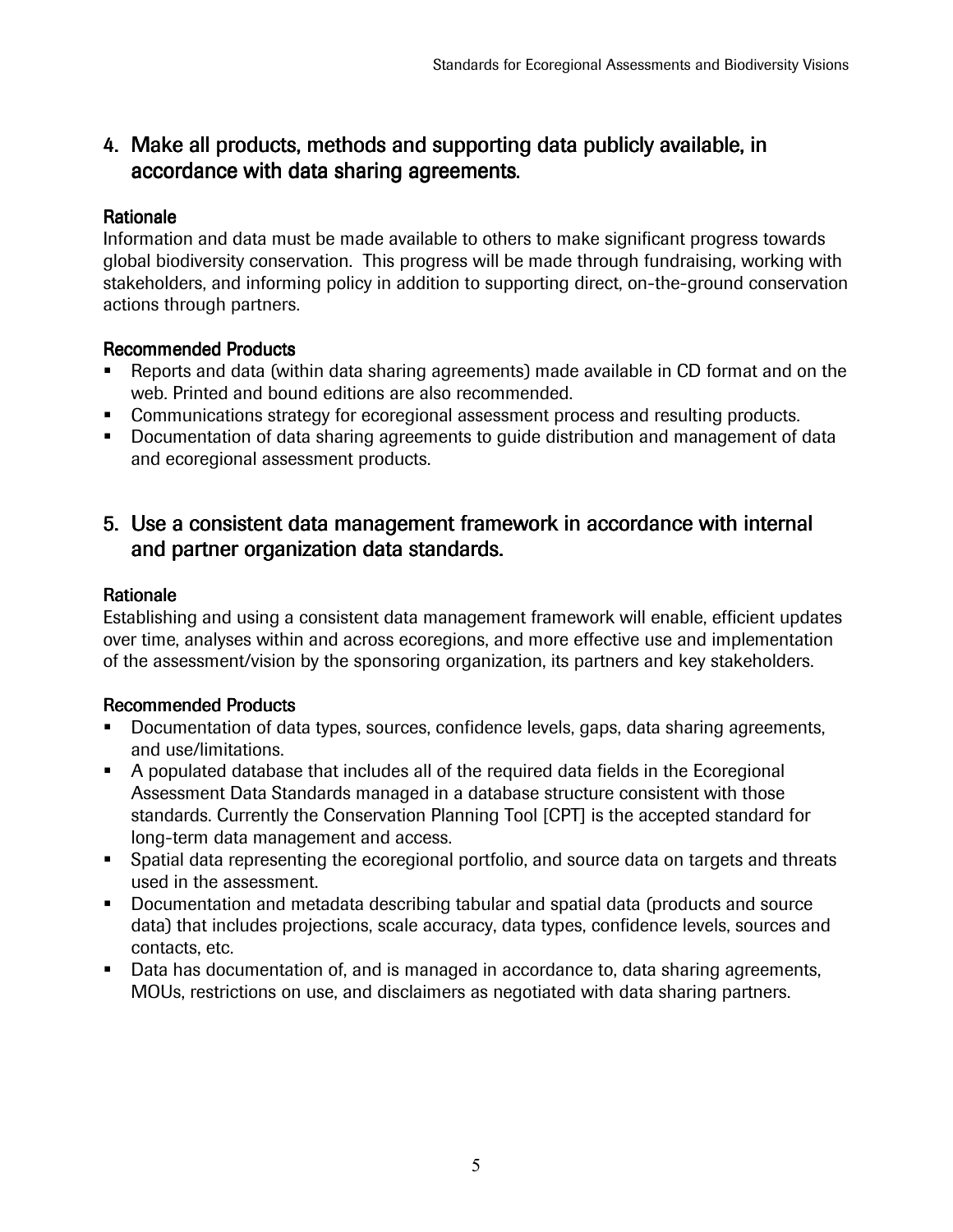## 4. Make all products, methods and supporting data publicly available, in accordance with data sharing agreements.

### Rationale

Information and data must be made available to others to make significant progress towards global biodiversity conservation. This progress will be made through fundraising, working with stakeholders, and informing policy in addition to supporting direct, on-the-ground conservation actions through partners.

### Recommended Products

- Reports and data (within data sharing agreements) made available in CD format and on the web. Printed and bound editions are also recommended.
- Communications strategy for ecoregional assessment process and resulting products.
- Documentation of data sharing agreements to guide distribution and management of data and ecoregional assessment products.

## 5. Use a consistent data management framework in accordance with internal and partner organization data standards.

### Rationale

Establishing and using a consistent data management framework will enable, efficient updates over time, analyses within and across ecoregions, and more effective use and implementation of the assessment/vision by the sponsoring organization, its partners and key stakeholders.

### Recommended Products

- Documentation of data types, sources, confidence levels, gaps, data sharing agreements, and use/limitations.
- A populated database that includes all of the required data fields in the Ecoregional Assessment Data Standards managed in a database structure consistent with those standards. Currently the Conservation Planning Tool [CPT] is the accepted standard for long-term data management and access.
- Spatial data representing the ecoregional portfolio, and source data on targets and threats used in the assessment.
- Documentation and metadata describing tabular and spatial data (products and source data) that includes projections, scale accuracy, data types, confidence levels, sources and contacts, etc.
- Data has documentation of, and is managed in accordance to, data sharing agreements, MOUs, restrictions on use, and disclaimers as negotiated with data sharing partners.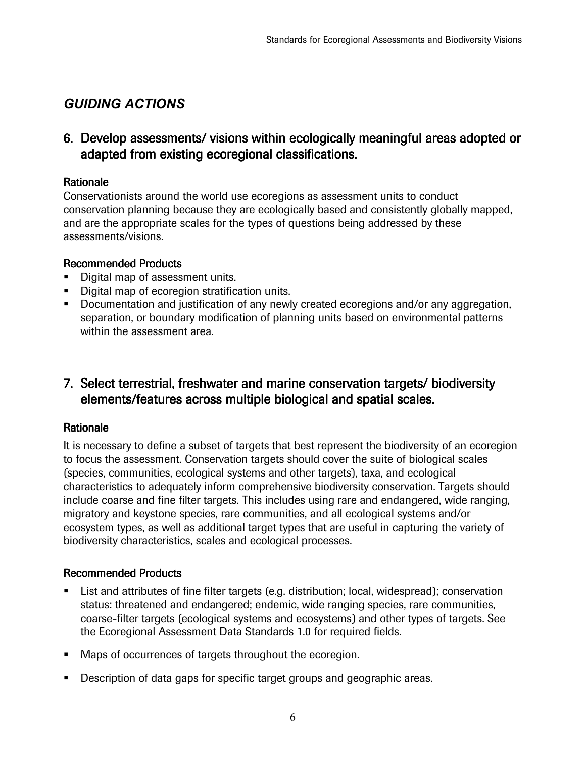## *GUIDING ACTIONS*

### 6. Develop assessments/ visions within ecologically meaningful areas adopted or adapted from existing ecoregional classifications.

#### Rationale

Conservationists around the world use ecoregions as assessment units to conduct conservation planning because they are ecologically based and consistently globally mapped, and are the appropriate scales for the types of questions being addressed by these assessments/visions.

#### Recommended Products

- Digital map of assessment units.
- Digital map of ecoregion stratification units.
- Documentation and justification of any newly created ecoregions and/or any aggregation, separation, or boundary modification of planning units based on environmental patterns within the assessment area.

### 7. Select terrestrial, freshwater and marine conservation targets/ biodiversity elements/features across multiple biological and spatial scales.

#### Rationale

It is necessary to define a subset of targets that best represent the biodiversity of an ecoregion to focus the assessment. Conservation targets should cover the suite of biological scales (species, communities, ecological systems and other targets), taxa, and ecological characteristics to adequately inform comprehensive biodiversity conservation. Targets should include coarse and fine filter targets. This includes using rare and endangered, wide ranging, migratory and keystone species, rare communities, and all ecological systems and/or ecosystem types, as well as additional target types that are useful in capturing the variety of biodiversity characteristics, scales and ecological processes.

#### Recommended Products

- List and attributes of fine filter targets (e.g. distribution; local, widespread); conservation status: threatened and endangered; endemic, wide ranging species, rare communities, coarse-filter targets (ecological systems and ecosystems) and other types of targets. See the Ecoregional Assessment Data Standards 1.0 for required fields.
- Maps of occurrences of targets throughout the ecoregion.
- Description of data gaps for specific target groups and geographic areas.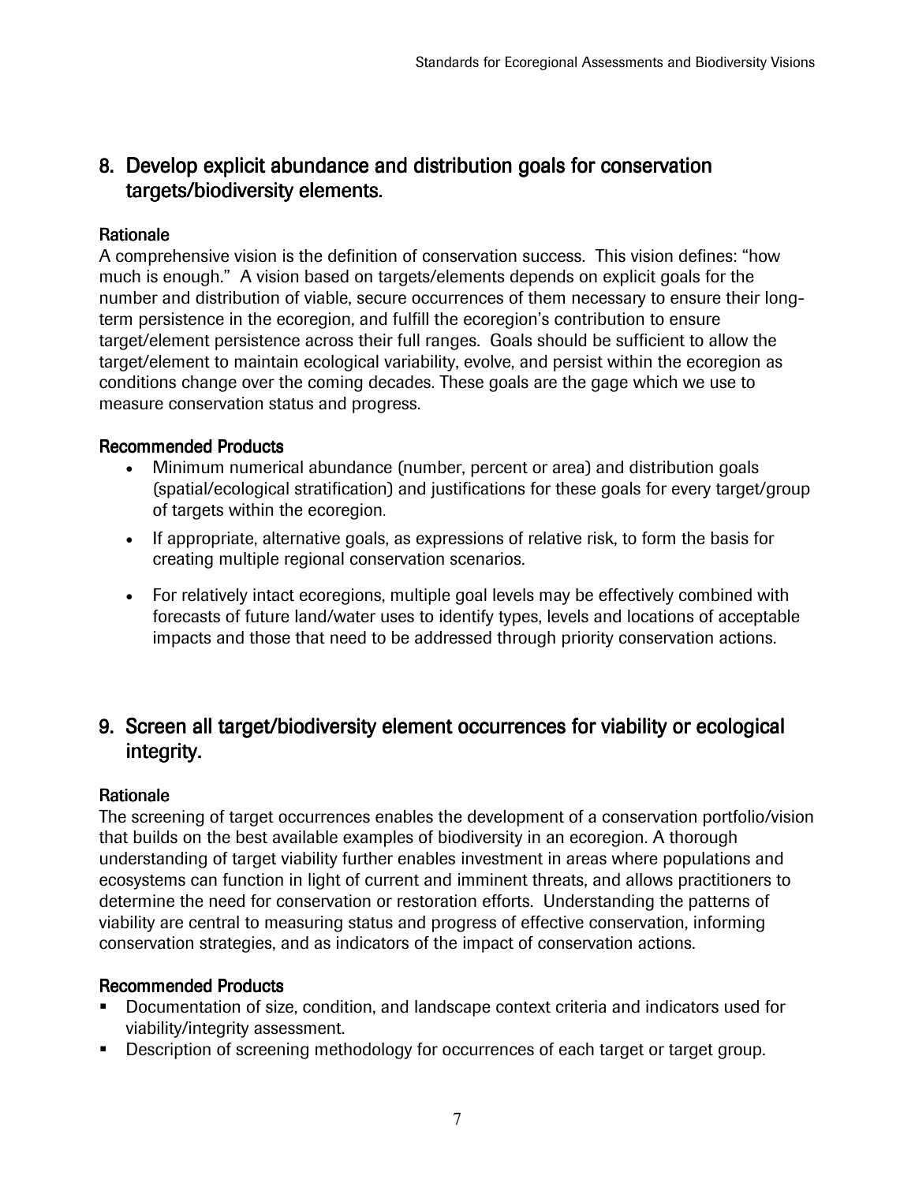## 8. Develop explicit abundance and distribution goals for conservation targets/biodiversity elements.

### Rationale

A comprehensive vision is the definition of conservation success. This vision defines: "how much is enough." A vision based on targets/elements depends on explicit goals for the number and distribution of viable, secure occurrences of them necessary to ensure their long-term persistence in the ecoregion, and fulfill the ecoregion's contribution to ensure target/element persistence across their full ranges. Goals should be sufficient to allow the target/element to maintain ecological variability, evolve, and persist within the ecoregion as conditions change over the coming decades. These goals are the gage which we use to measure conservation status and progress.

### Recommended Products

- Minimum numerical abundance (number, percent or area) and distribution goals (spatial/ecological stratification) and justifications for these goals for every target/group of targets within the ecoregion.
- If appropriate, alternative goals, as expressions of relative risk, to form the basis for creating multiple regional conservation scenarios.
- For relatively intact ecoregions, multiple goal levels may be effectively combined with forecasts of future land/water uses to identify types, levels and locations of acceptable impacts and those that need to be addressed through priority conservation actions.

## 9. Screen all target/biodiversity element occurrences for viability or ecological integrity.

### Rationale

The screening of target occurrences enables the development of a conservation portfolio/vision that builds on the best available examples of biodiversity in an ecoregion. A thorough understanding of target viability further enables investment in areas where populations and ecosystems can function in light of current and imminent threats, and allows practitioners to determine the need for conservation or restoration efforts. Understanding the patterns of viability are central to measuring status and progress of effective conservation, informing conservation strategies, and as indicators of the impact of conservation actions.

### Recommended Products

- Documentation of size, condition, and landscape context criteria and indicators used for viability/integrity assessment.
- Description of screening methodology for occurrences of each target or target group.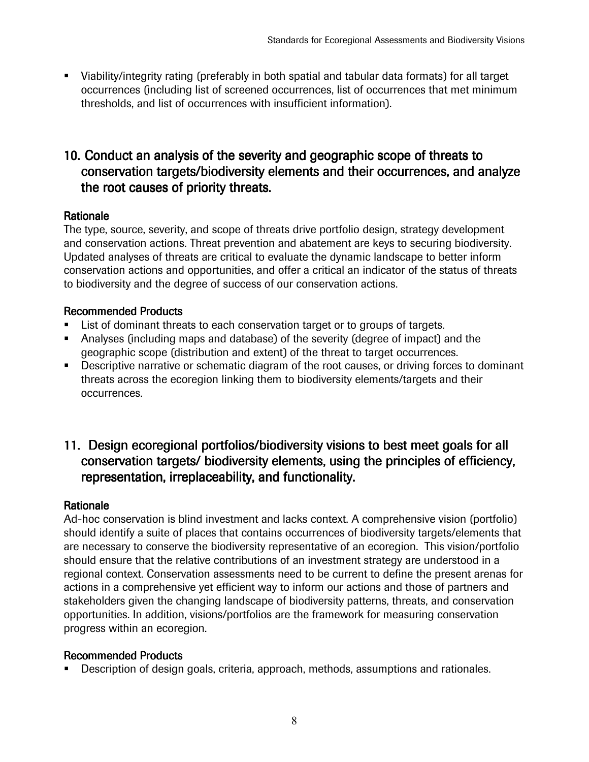- Viability/integrity rating (preferably in both spatial and tabular data formats) for all target occurrences (including list of screened occurrences, list of occurrences that met minimum thresholds, and list of occurrences with insufficient information).

## 10. Conduct an analysis of the severity and geographic scope of threats to conservation targets/biodiversity elements and their occurrences, and analyze the root causes of priority threats.

### Rationale

The type, source, severity, and scope of threats drive portfolio design, strategy development and conservation actions. Threat prevention and abatement are keys to securing biodiversity. Updated analyses of threats are critical to evaluate the dynamic landscape to better inform conservation actions and opportunities, and offer a critical an indicator of the status of threats to biodiversity and the degree of success of our conservation actions.

### Recommended Products

- List of dominant threats to each conservation target or to groups of targets.
- Analyses (including maps and database) of the severity (degree of impact) and the geographic scope (distribution and extent) of the threat to target occurrences.
- Descriptive narrative or schematic diagram of the root causes, or driving forces to dominant threats across the ecoregion linking them to biodiversity elements/targets and their occurrences.

## 11. Design ecoregional portfolios/biodiversity visions to best meet goals for all conservation targets/ biodiversity elements, using the principles of efficiency, representation, irreplaceability, and functionality.

### Rationale

Ad-hoc conservation is blind investment and lacks context. A comprehensive vision (portfolio) should identify a suite of places that contains occurrences of biodiversity targets/elements that are necessary to conserve the biodiversity representative of an ecoregion. This vision/portfolio should ensure that the relative contributions of an investment strategy are understood in a regional context. Conservation assessments need to be current to define the present arenas for actions in a comprehensive yet efficient way to inform our actions and those of partners and stakeholders given the changing landscape of biodiversity patterns, threats, and conservation opportunities. In addition, visions/portfolios are the framework for measuring conservation progress within an ecoregion.

### Recommended Products

- Description of design goals, criteria, approach, methods, assumptions and rationales.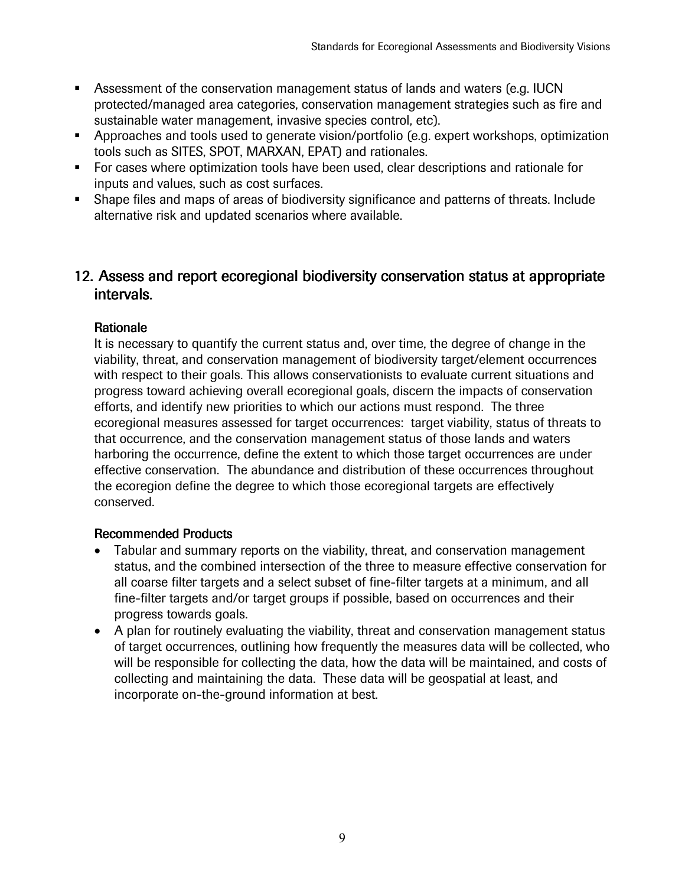- Assessment of the conservation management status of lands and waters (e.g. IUCN protected/managed area categories, conservation management strategies such as fire and sustainable water management, invasive species control, etc).
- Approaches and tools used to generate vision/portfolio (e.g. expert workshops, optimization tools such as SITES, SPOT, MARXAN, EPAT) and rationales.
- For cases where optimization tools have been used, clear descriptions and rationale for inputs and values, such as cost surfaces.
- Shape files and maps of areas of biodiversity significance and patterns of threats. Include alternative risk and updated scenarios where available.

## 12. Assess and report ecoregional biodiversity conservation status at appropriate intervals.

### Rationale

It is necessary to quantify the current status and, over time, the degree of change in the viability, threat, and conservation management of biodiversity target/element occurrences with respect to their goals. This allows conservationists to evaluate current situations and progress toward achieving overall ecoregional goals, discern the impacts of conservation efforts, and identify new priorities to which our actions must respond. The three ecoregional measures assessed for target occurrences: target viability, status of threats to that occurrence, and the conservation management status of those lands and waters harboring the occurrence, define the extent to which those target occurrences are under effective conservation. The abundance and distribution of these occurrences throughout the ecoregion define the degree to which those ecoregional targets are effectively conserved.

### Recommended Products

- Tabular and summary reports on the viability, threat, and conservation management status, and the combined intersection of the three to measure effective conservation for all coarse filter targets and a select subset of fine-filter targets at a minimum, and all fine-filter targets and/or target groups if possible, based on occurrences and their progress towards goals.
- A plan for routinely evaluating the viability, threat and conservation management status of target occurrences, outlining how frequently the measures data will be collected, who will be responsible for collecting the data, how the data will be maintained, and costs of collecting and maintaining the data. These data will be geospatial at least, and incorporate on-the-ground information at best.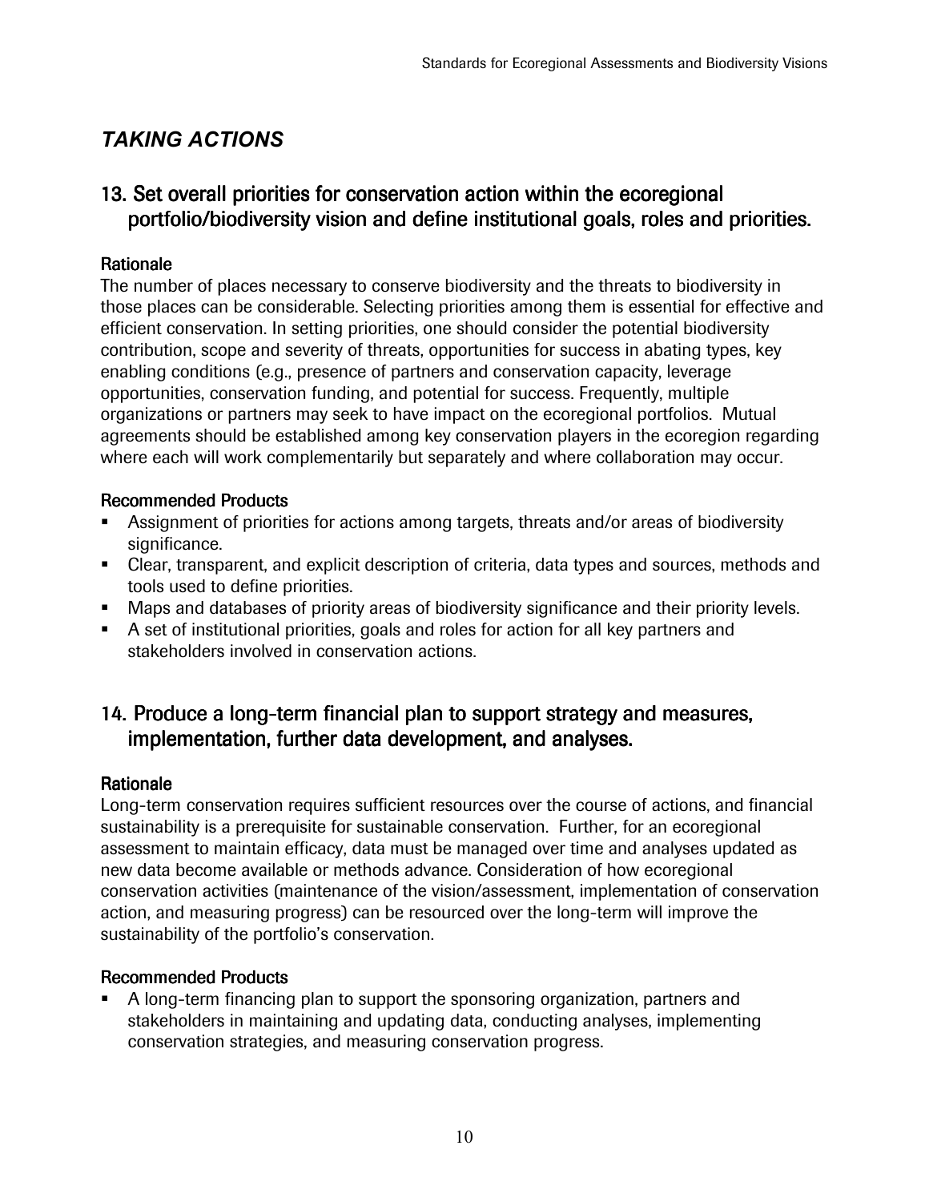## *TAKING ACTIONS*

### 13. Set overall priorities for conservation action within the ecoregional portfolio/biodiversity vision and define institutional goals, roles and priorities.

#### Rationale

The number of places necessary to conserve biodiversity and the threats to biodiversity in those places can be considerable. Selecting priorities among them is essential for effective and efficient conservation. In setting priorities, one should consider the potential biodiversity contribution, scope and severity of threats, opportunities for success in abating types, key enabling conditions (e.g., presence of partners and conservation capacity, leverage opportunities, conservation funding, and potential for success. Frequently, multiple organizations or partners may seek to have impact on the ecoregional portfolios. Mutual agreements should be established among key conservation players in the ecoregion regarding where each will work complementarily but separately and where collaboration may occur.

#### Recommended Products

- Assignment of priorities for actions among targets, threats and/or areas of biodiversity significance.
- Clear, transparent, and explicit description of criteria, data types and sources, methods and tools used to define priorities.
- Maps and databases of priority areas of biodiversity significance and their priority levels.
- A set of institutional priorities, goals and roles for action for all key partners and stakeholders involved in conservation actions.

### 14. Produce a long-term financial plan to support strategy and measures, implementation, further data development, and analyses.

#### Rationale

Long-term conservation requires sufficient resources over the course of actions, and financial sustainability is a prerequisite for sustainable conservation. Further, for an ecoregional assessment to maintain efficacy, data must be managed over time and analyses updated as new data become available or methods advance. Consideration of how ecoregional conservation activities (maintenance of the vision/assessment, implementation of conservation action, and measuring progress) can be resourced over the long-term will improve the sustainability of the portfolio's conservation.

#### Recommended Products

- A long-term financing plan to support the sponsoring organization, partners and stakeholders in maintaining and updating data, conducting analyses, implementing conservation strategies, and measuring conservation progress.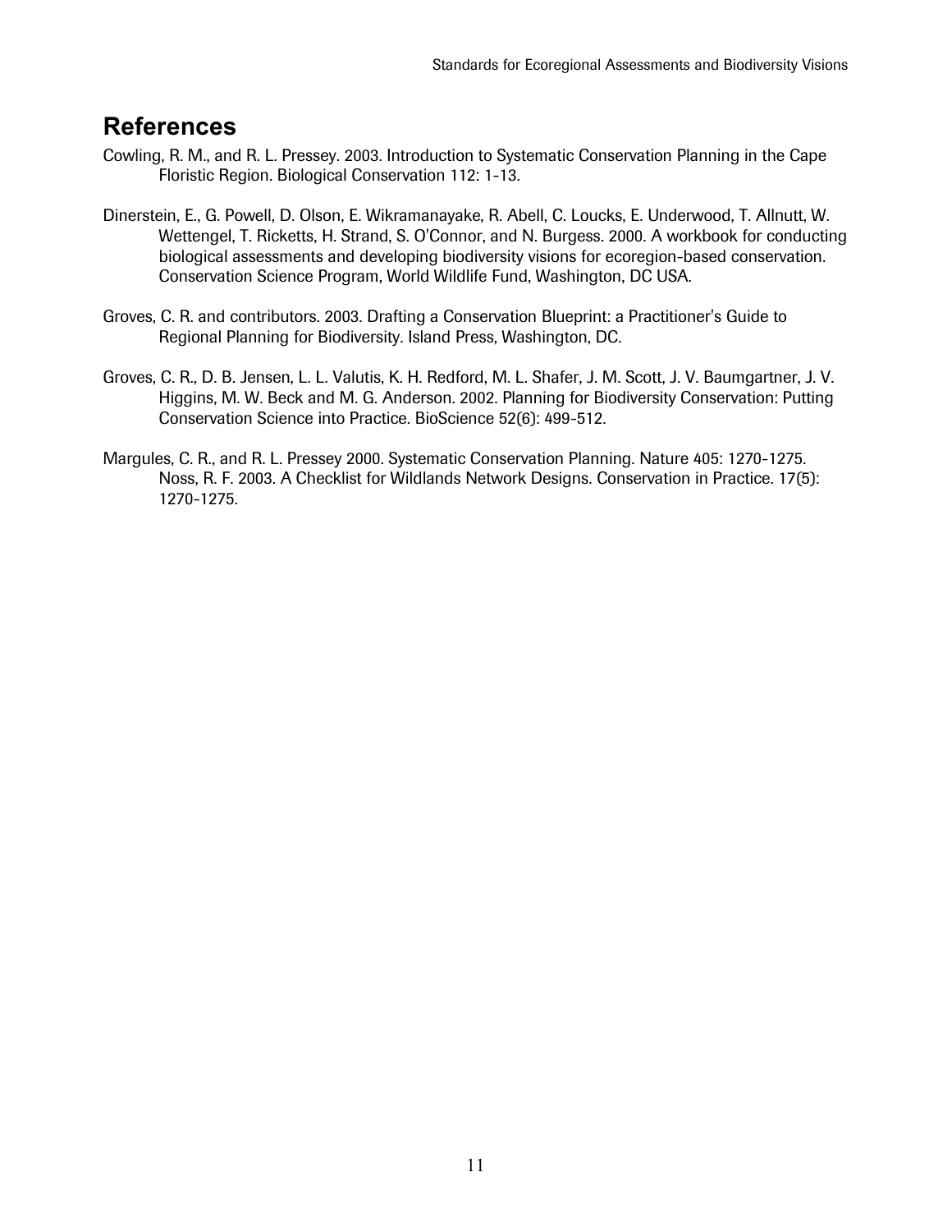## References

Cowling, R. M., and R. L. Pressey. 2003. Introduction to Systematic Conservation Planning in the Cape Floristic Region. Biological Conservation 112: 1-13.

Dinerstein, E., G. Powell, D. Olson, E. Wikramanayake, R. Abell, C. Loucks, E. Underwood, T. Allnutt, W. Wettengel, T. Ricketts, H. Strand, S. O'Connor, and N. Burgess. 2000. A workbook for conducting biological assessments and developing biodiversity visions for ecoregion-based conservation. Conservation Science Program, World Wildlife Fund, Washington, DC USA.

Groves, C. R. and contributors. 2003. Drafting a Conservation Blueprint: a Practitioner's Guide to Regional Planning for Biodiversity. Island Press, Washington, DC.

Groves, C. R., D. B. Jensen, L. L. Valutis, K. H. Redford, M. L. Shafer, J. M. Scott, J. V. Baumgartner, J. V. Higgins, M. W. Beck and M. G. Anderson. 2002. Planning for Biodiversity Conservation: Putting Conservation Science into Practice. BioScience 52(6): 499-512.

Margules, C. R., and R. L. Pressey 2000. Systematic Conservation Planning. Nature 405: 1270-1275. Noss, R. F. 2003. A Checklist for Wildlands Network Designs. Conservation in Practice. 17(5): 1270-1275.